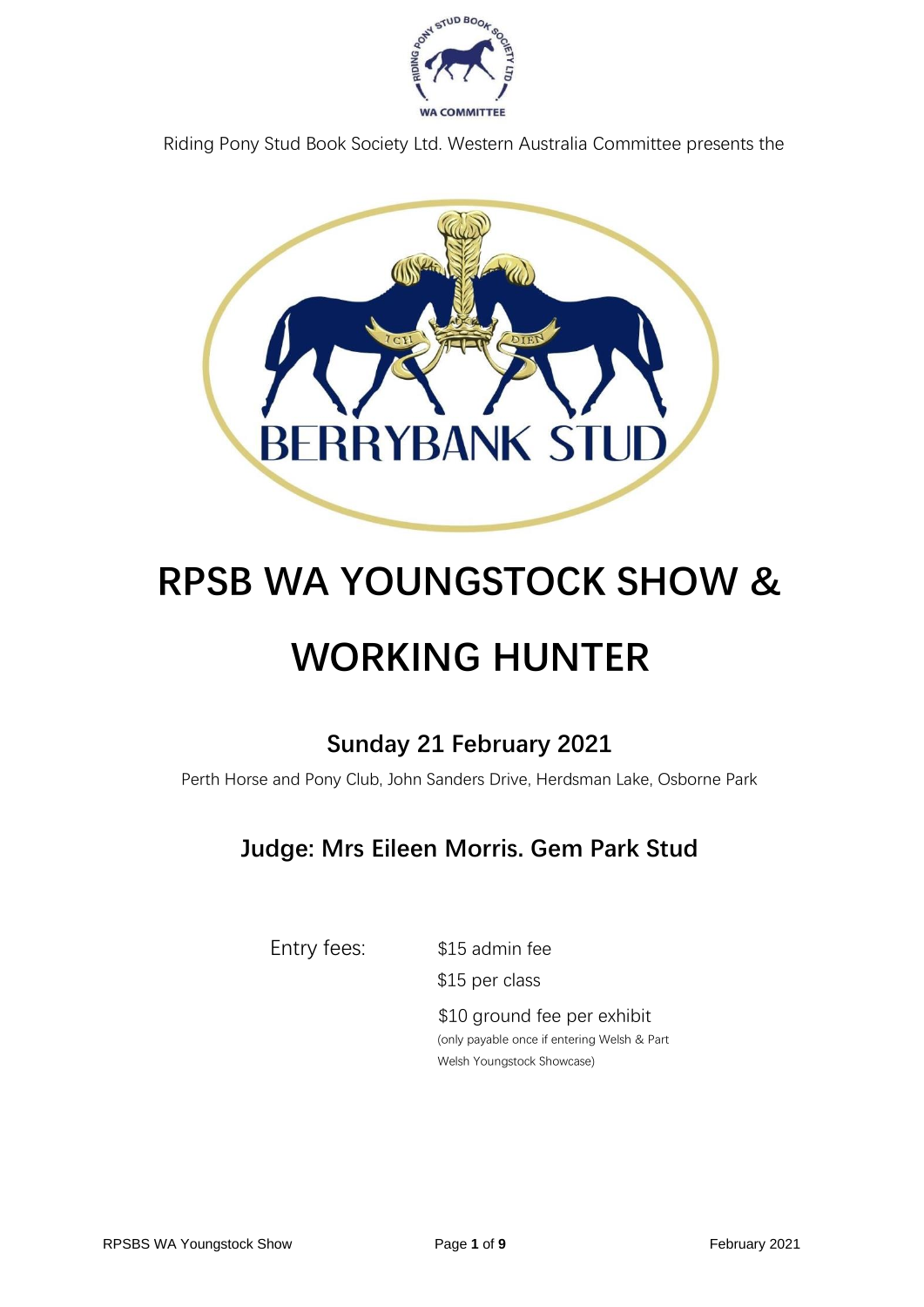Riding Pony Stud Book Society Ltd. Western Australia Committee presents the

# RPSB WA YOUNGSTOCK SHOW & WORKING HUNTER

## Sunday 21 February 2021

Perth Horse and Pony Club, John Sanders Drive, Herdsman Lake, Osborne Park

## Judge: Mrs Eileen Morris. Gem Park Stud

Entry fees:

$15 admin fee

$15 per class

$10 ground fee per exhibit
(only payable once if entering Welsh & Part Welsh Youngstock Showcase)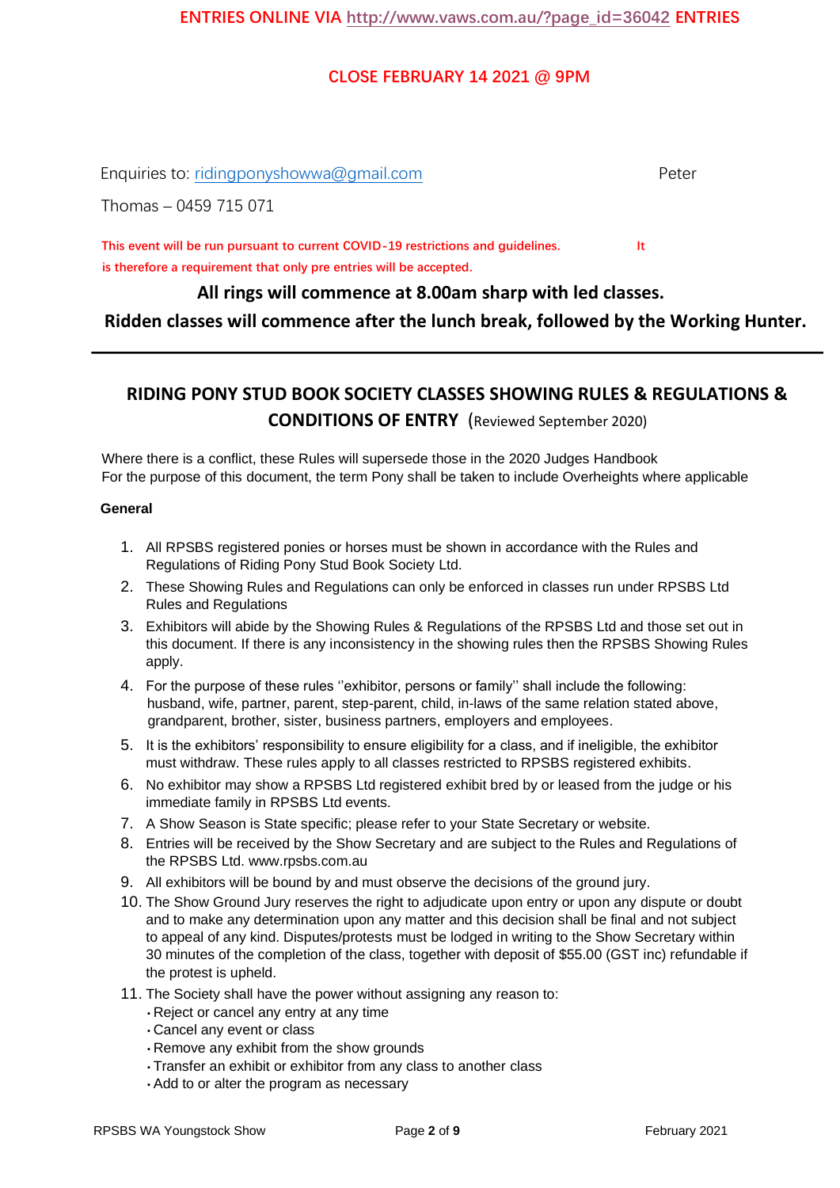**ENTRIES ONLINE VIA http://www.vaws.com.au/?page_id=36042 ENTRIES**

**CLOSE FEBRUARY 14 2021 @ 9PM**

Enquiries to: ridingponyshowwa@gmail.com Peter Thomas – 0459 715 071

**This event will be run pursuant to current COVID-19 restrictions and guidelines. It is therefore a requirement that only pre entries will be accepted.**

**All rings will commence at 8.00am sharp with led classes.**

**Ridden classes will commence after the lunch break, followed by the Working Hunter.**

---

## RIDING PONY STUD BOOK SOCIETY CLASSES SHOWING RULES & REGULATIONS & CONDITIONS OF ENTRY (Reviewed September 2020)

Where there is a conflict, these Rules will supersede those in the 2020 Judges Handbook
For the purpose of this document, the term Pony shall be taken to include Overheights where applicable

**General**

1. All RPSBS registered ponies or horses must be shown in accordance with the Rules and Regulations of Riding Pony Stud Book Society Ltd.
2. These Showing Rules and Regulations can only be enforced in classes run under RPSBS Ltd Rules and Regulations
3. Exhibitors will abide by the Showing Rules & Regulations of the RPSBS Ltd and those set out in this document. If there is any inconsistency in the showing rules then the RPSBS Showing Rules apply.
4. For the purpose of these rules ''exhibitor, persons or family'' shall include the following: husband, wife, partner, parent, step-parent, child, in-laws of the same relation stated above, grandparent, brother, sister, business partners, employers and employees.
5. It is the exhibitors' responsibility to ensure eligibility for a class, and if ineligible, the exhibitor must withdraw. These rules apply to all classes restricted to RPSBS registered exhibits.
6. No exhibitor may show a RPSBS Ltd registered exhibit bred by or leased from the judge or his immediate family in RPSBS Ltd events.
7. A Show Season is State specific; please refer to your State Secretary or website.
8. Entries will be received by the Show Secretary and are subject to the Rules and Regulations of the RPSBS Ltd. www.rpsbs.com.au
9. All exhibitors will be bound by and must observe the decisions of the ground jury.
10. The Show Ground Jury reserves the right to adjudicate upon entry or upon any dispute or doubt and to make any determination upon any matter and this decision shall be final and not subject to appeal of any kind. Disputes/protests must be lodged in writing to the Show Secretary within 30 minutes of the completion of the class, together with deposit of $55.00 (GST inc) refundable if the protest is upheld.
11. The Society shall have the power without assigning any reason to:
    - Reject or cancel any entry at any time
    - Cancel any event or class
    - Remove any exhibit from the show grounds
    - Transfer an exhibit or exhibitor from any class to another class
    - Add to or alter the program as necessary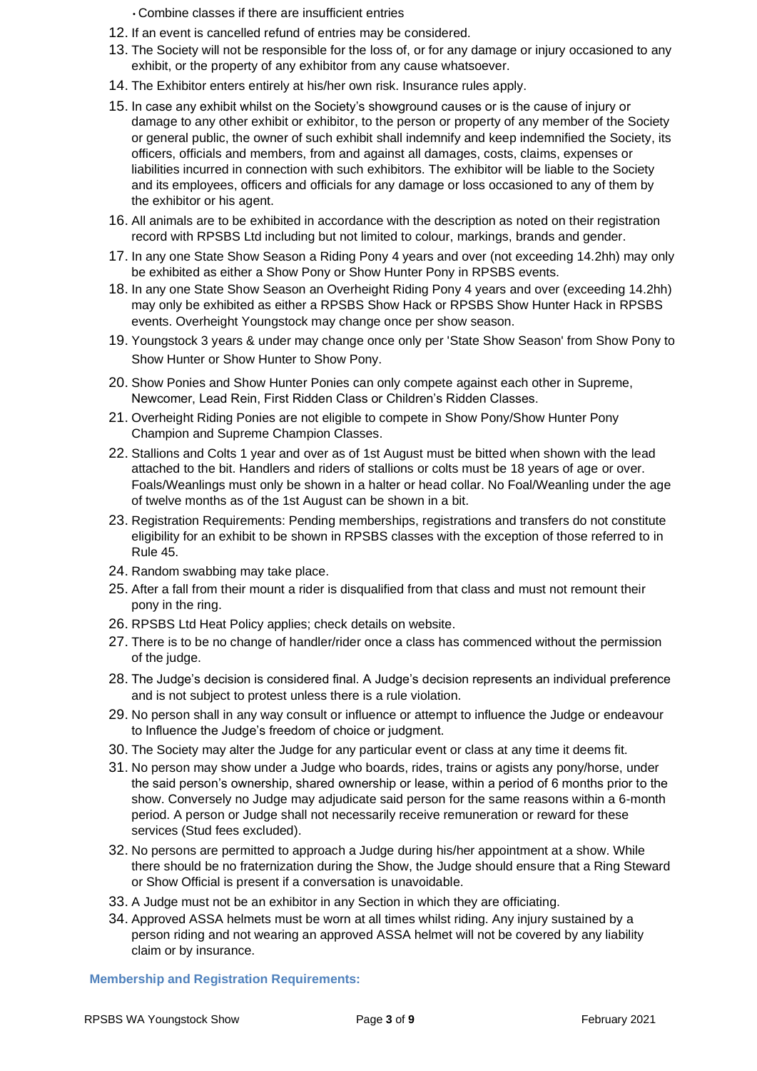- Combine classes if there are insufficient entries

12. If an event is cancelled refund of entries may be considered.
13. The Society will not be responsible for the loss of, or for any damage or injury occasioned to any exhibit, or the property of any exhibitor from any cause whatsoever.
14. The Exhibitor enters entirely at his/her own risk. Insurance rules apply.
15. In case any exhibit whilst on the Society's showground causes or is the cause of injury or damage to any other exhibit or exhibitor, to the person or property of any member of the Society or general public, the owner of such exhibit shall indemnify and keep indemnified the Society, its officers, officials and members, from and against all damages, costs, claims, expenses or liabilities incurred in connection with such exhibitors. The exhibitor will be liable to the Society and its employees, officers and officials for any damage or loss occasioned to any of them by the exhibitor or his agent.
16. All animals are to be exhibited in accordance with the description as noted on their registration record with RPSBS Ltd including but not limited to colour, markings, brands and gender.
17. In any one State Show Season a Riding Pony 4 years and over (not exceeding 14.2hh) may only be exhibited as either a Show Pony or Show Hunter Pony in RPSBS events.
18. In any one State Show Season an Overheight Riding Pony 4 years and over (exceeding 14.2hh) may only be exhibited as either a RPSBS Show Hack or RPSBS Show Hunter Hack in RPSBS events. Overheight Youngstock may change once per show season.
19. Youngstock 3 years & under may change once only per 'State Show Season' from Show Pony to Show Hunter or Show Hunter to Show Pony.
20. Show Ponies and Show Hunter Ponies can only compete against each other in Supreme, Newcomer, Lead Rein, First Ridden Class or Children's Ridden Classes.
21. Overheight Riding Ponies are not eligible to compete in Show Pony/Show Hunter Pony Champion and Supreme Champion Classes.
22. Stallions and Colts 1 year and over as of 1st August must be bitted when shown with the lead attached to the bit. Handlers and riders of stallions or colts must be 18 years of age or over. Foals/Weanlings must only be shown in a halter or head collar. No Foal/Weanling under the age of twelve months as of the 1st August can be shown in a bit.
23. Registration Requirements: Pending memberships, registrations and transfers do not constitute eligibility for an exhibit to be shown in RPSBS classes with the exception of those referred to in Rule 45.
24. Random swabbing may take place.
25. After a fall from their mount a rider is disqualified from that class and must not remount their pony in the ring.
26. RPSBS Ltd Heat Policy applies; check details on website.
27. There is to be no change of handler/rider once a class has commenced without the permission of the judge.
28. The Judge's decision is considered final. A Judge's decision represents an individual preference and is not subject to protest unless there is a rule violation.
29. No person shall in any way consult or influence or attempt to influence the Judge or endeavour to Influence the Judge's freedom of choice or judgment.
30. The Society may alter the Judge for any particular event or class at any time it deems fit.
31. No person may show under a Judge who boards, rides, trains or agists any pony/horse, under the said person's ownership, shared ownership or lease, within a period of 6 months prior to the show. Conversely no Judge may adjudicate said person for the same reasons within a 6-month period. A person or Judge shall not necessarily receive remuneration or reward for these services (Stud fees excluded).
32. No persons are permitted to approach a Judge during his/her appointment at a show. While there should be no fraternization during the Show, the Judge should ensure that a Ring Steward or Show Official is present if a conversation is unavoidable.
33. A Judge must not be an exhibitor in any Section in which they are officiating.
34. Approved ASSA helmets must be worn at all times whilst riding. Any injury sustained by a person riding and not wearing an approved ASSA helmet will not be covered by any liability claim or by insurance.

### Membership and Registration Requirements: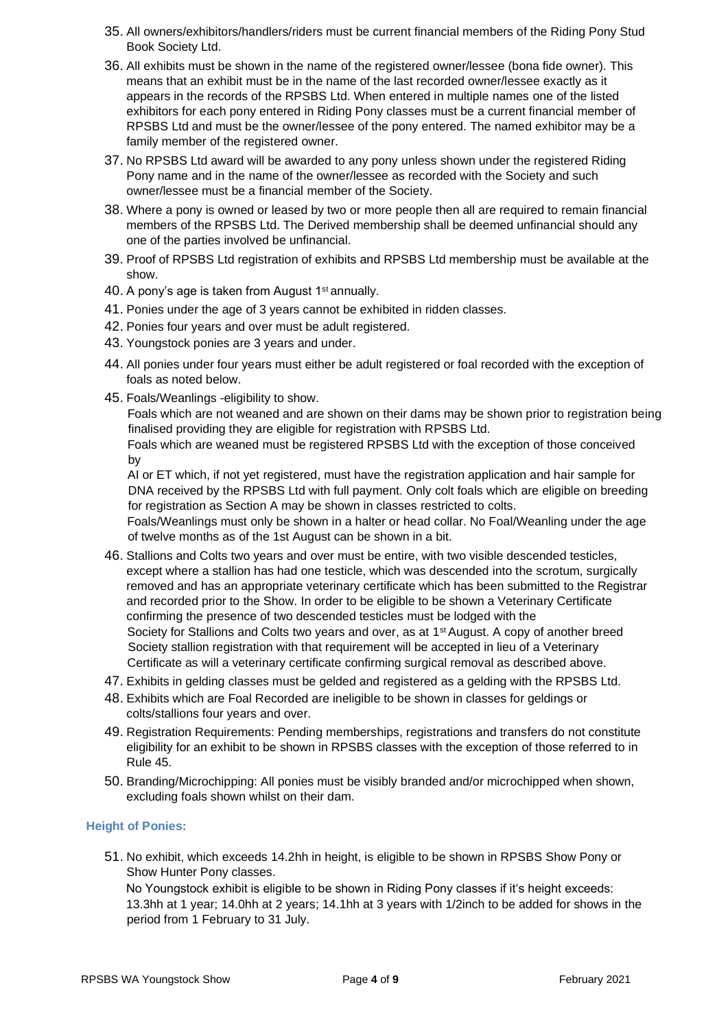35. All owners/exhibitors/handlers/riders must be current financial members of the Riding Pony Stud Book Society Ltd.
36. All exhibits must be shown in the name of the registered owner/lessee (bona fide owner). This means that an exhibit must be in the name of the last recorded owner/lessee exactly as it appears in the records of the RPSBS Ltd. When entered in multiple names one of the listed exhibitors for each pony entered in Riding Pony classes must be a current financial member of RPSBS Ltd and must be the owner/lessee of the pony entered. The named exhibitor may be a family member of the registered owner.
37. No RPSBS Ltd award will be awarded to any pony unless shown under the registered Riding Pony name and in the name of the owner/lessee as recorded with the Society and such owner/lessee must be a financial member of the Society.
38. Where a pony is owned or leased by two or more people then all are required to remain financial members of the RPSBS Ltd. The Derived membership shall be deemed unfinancial should any one of the parties involved be unfinancial.
39. Proof of RPSBS Ltd registration of exhibits and RPSBS Ltd membership must be available at the show.
40. A pony's age is taken from August 1st annually.
41. Ponies under the age of 3 years cannot be exhibited in ridden classes.
42. Ponies four years and over must be adult registered.
43. Youngstock ponies are 3 years and under.
44. All ponies under four years must either be adult registered or foal recorded with the exception of foals as noted below.
45. Foals/Weanlings -eligibility to show.

    Foals which are not weaned and are shown on their dams may be shown prior to registration being finalised providing they are eligible for registration with RPSBS Ltd.

    Foals which are weaned must be registered RPSBS Ltd with the exception of those conceived by

    AI or ET which, if not yet registered, must have the registration application and hair sample for DNA received by the RPSBS Ltd with full payment. Only colt foals which are eligible on breeding for registration as Section A may be shown in classes restricted to colts.

    Foals/Weanlings must only be shown in a halter or head collar. No Foal/Weanling under the age of twelve months as of the 1st August can be shown in a bit.
46. Stallions and Colts two years and over must be entire, with two visible descended testicles, except where a stallion has had one testicle, which was descended into the scrotum, surgically removed and has an appropriate veterinary certificate which has been submitted to the Registrar and recorded prior to the Show. In order to be eligible to be shown a Veterinary Certificate confirming the presence of two descended testicles must be lodged with the Society for Stallions and Colts two years and over, as at 1st August. A copy of another breed Society stallion registration with that requirement will be accepted in lieu of a Veterinary Certificate as will a veterinary certificate confirming surgical removal as described above.
47. Exhibits in gelding classes must be gelded and registered as a gelding with the RPSBS Ltd.
48. Exhibits which are Foal Recorded are ineligible to be shown in classes for geldings or colts/stallions four years and over.
49. Registration Requirements: Pending memberships, registrations and transfers do not constitute eligibility for an exhibit to be shown in RPSBS classes with the exception of those referred to in Rule 45.
50. Branding/Microchipping: All ponies must be visibly branded and/or microchipped when shown, excluding foals shown whilst on their dam.

### Height of Ponies:

51. No exhibit, which exceeds 14.2hh in height, is eligible to be shown in RPSBS Show Pony or Show Hunter Pony classes.

    No Youngstock exhibit is eligible to be shown in Riding Pony classes if it's height exceeds: 13.3hh at 1 year; 14.0hh at 2 years; 14.1hh at 3 years with 1/2inch to be added for shows in the period from 1 February to 31 July.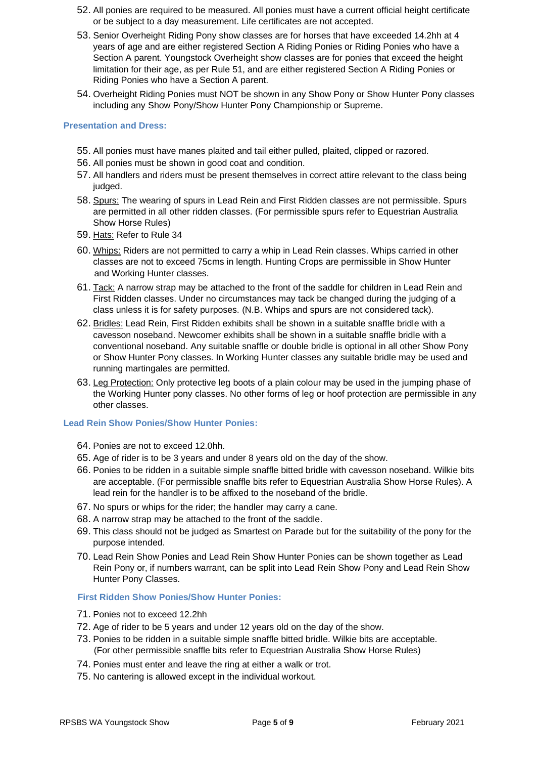52. All ponies are required to be measured. All ponies must have a current official height certificate or be subject to a day measurement. Life certificates are not accepted.
53. Senior Overheight Riding Pony show classes are for horses that have exceeded 14.2hh at 4 years of age and are either registered Section A Riding Ponies or Riding Ponies who have a Section A parent. Youngstock Overheight show classes are for ponies that exceed the height limitation for their age, as per Rule 51, and are either registered Section A Riding Ponies or Riding Ponies who have a Section A parent.
54. Overheight Riding Ponies must NOT be shown in any Show Pony or Show Hunter Pony classes including any Show Pony/Show Hunter Pony Championship or Supreme.

### Presentation and Dress:

55. All ponies must have manes plaited and tail either pulled, plaited, clipped or razored.
56. All ponies must be shown in good coat and condition.
57. All handlers and riders must be present themselves in correct attire relevant to the class being judged.
58. <u>Spurs:</u> The wearing of spurs in Lead Rein and First Ridden classes are not permissible. Spurs are permitted in all other ridden classes. (For permissible spurs refer to Equestrian Australia Show Horse Rules)
59. <u>Hats:</u> Refer to Rule 34
60. <u>Whips:</u> Riders are not permitted to carry a whip in Lead Rein classes. Whips carried in other classes are not to exceed 75cms in length. Hunting Crops are permissible in Show Hunter and Working Hunter classes.
61. <u>Tack:</u> A narrow strap may be attached to the front of the saddle for children in Lead Rein and First Ridden classes. Under no circumstances may tack be changed during the judging of a class unless it is for safety purposes. (N.B. Whips and spurs are not considered tack).
62. <u>Bridles:</u> Lead Rein, First Ridden exhibits shall be shown in a suitable snaffle bridle with a cavesson noseband. Newcomer exhibits shall be shown in a suitable snaffle bridle with a conventional noseband. Any suitable snaffle or double bridle is optional in all other Show Pony or Show Hunter Pony classes. In Working Hunter classes any suitable bridle may be used and running martingales are permitted.
63. <u>Leg Protection:</u> Only protective leg boots of a plain colour may be used in the jumping phase of the Working Hunter pony classes. No other forms of leg or hoof protection are permissible in any other classes.

### Lead Rein Show Ponies/Show Hunter Ponies:

64. Ponies are not to exceed 12.0hh.
65. Age of rider is to be 3 years and under 8 years old on the day of the show.
66. Ponies to be ridden in a suitable simple snaffle bitted bridle with cavesson noseband. Wilkie bits are acceptable. (For permissible snaffle bits refer to Equestrian Australia Show Horse Rules). A lead rein for the handler is to be affixed to the noseband of the bridle.
67. No spurs or whips for the rider; the handler may carry a cane.
68. A narrow strap may be attached to the front of the saddle.
69. This class should not be judged as Smartest on Parade but for the suitability of the pony for the purpose intended.
70. Lead Rein Show Ponies and Lead Rein Show Hunter Ponies can be shown together as Lead Rein Pony or, if numbers warrant, can be split into Lead Rein Show Pony and Lead Rein Show Hunter Pony Classes.

### First Ridden Show Ponies/Show Hunter Ponies:

71. Ponies not to exceed 12.2hh
72. Age of rider to be 5 years and under 12 years old on the day of the show.
73. Ponies to be ridden in a suitable simple snaffle bitted bridle. Wilkie bits are acceptable. (For other permissible snaffle bits refer to Equestrian Australia Show Horse Rules)
74. Ponies must enter and leave the ring at either a walk or trot.
75. No cantering is allowed except in the individual workout.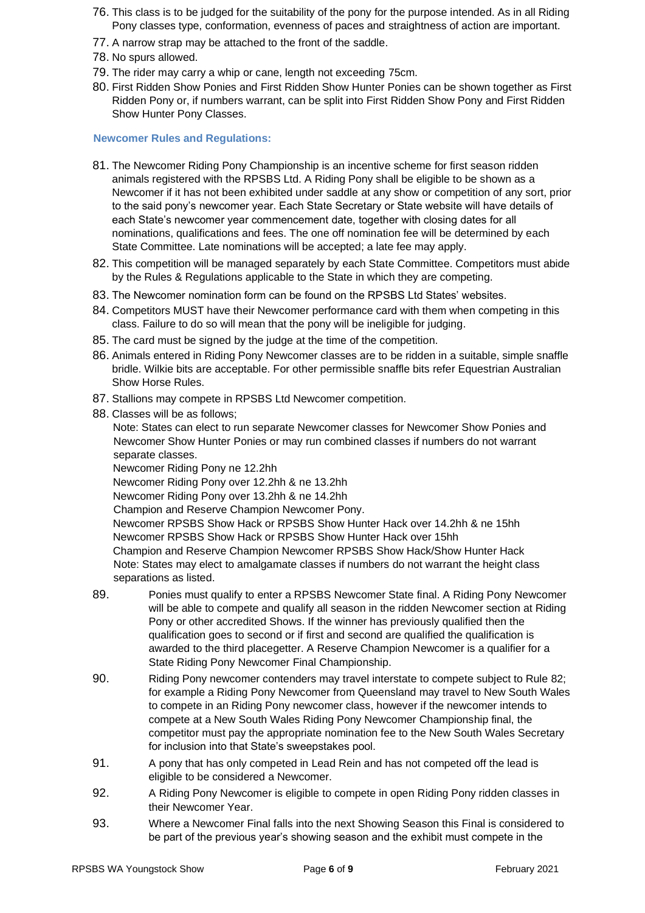76. This class is to be judged for the suitability of the pony for the purpose intended. As in all Riding Pony classes type, conformation, evenness of paces and straightness of action are important.
77. A narrow strap may be attached to the front of the saddle.
78. No spurs allowed.
79. The rider may carry a whip or cane, length not exceeding 75cm.
80. First Ridden Show Ponies and First Ridden Show Hunter Ponies can be shown together as First Ridden Pony or, if numbers warrant, can be split into First Ridden Show Pony and First Ridden Show Hunter Pony Classes.

### Newcomer Rules and Regulations:

81. The Newcomer Riding Pony Championship is an incentive scheme for first season ridden animals registered with the RPSBS Ltd. A Riding Pony shall be eligible to be shown as a Newcomer if it has not been exhibited under saddle at any show or competition of any sort, prior to the said pony's newcomer year. Each State Secretary or State website will have details of each State's newcomer year commencement date, together with closing dates for all nominations, qualifications and fees. The one off nomination fee will be determined by each State Committee. Late nominations will be accepted; a late fee may apply.
82. This competition will be managed separately by each State Committee. Competitors must abide by the Rules & Regulations applicable to the State in which they are competing.
83. The Newcomer nomination form can be found on the RPSBS Ltd States' websites.
84. Competitors MUST have their Newcomer performance card with them when competing in this class. Failure to do so will mean that the pony will be ineligible for judging.
85. The card must be signed by the judge at the time of the competition.
86. Animals entered in Riding Pony Newcomer classes are to be ridden in a suitable, simple snaffle bridle. Wilkie bits are acceptable. For other permissible snaffle bits refer Equestrian Australian Show Horse Rules.
87. Stallions may compete in RPSBS Ltd Newcomer competition.
88. Classes will be as follows;

    Note: States can elect to run separate Newcomer classes for Newcomer Show Ponies and Newcomer Show Hunter Ponies or may run combined classes if numbers do not warrant separate classes.

    Newcomer Riding Pony ne 12.2hh
    Newcomer Riding Pony over 12.2hh & ne 13.2hh
    Newcomer Riding Pony over 13.2hh & ne 14.2hh
    Champion and Reserve Champion Newcomer Pony.
    Newcomer RPSBS Show Hack or RPSBS Show Hunter Hack over 14.2hh & ne 15hh
    Newcomer RPSBS Show Hack or RPSBS Show Hunter Hack over 15hh
    Champion and Reserve Champion Newcomer RPSBS Show Hack/Show Hunter Hack
    Note: States may elect to amalgamate classes if numbers do not warrant the height class separations as listed.
89. Ponies must qualify to enter a RPSBS Newcomer State final. A Riding Pony Newcomer will be able to compete and qualify all season in the ridden Newcomer section at Riding Pony or other accredited Shows. If the winner has previously qualified then the qualification goes to second or if first and second are qualified the qualification is awarded to the third placegetter. A Reserve Champion Newcomer is a qualifier for a State Riding Pony Newcomer Final Championship.
90. Riding Pony newcomer contenders may travel interstate to compete subject to Rule 82; for example a Riding Pony Newcomer from Queensland may travel to New South Wales to compete in an Riding Pony newcomer class, however if the newcomer intends to compete at a New South Wales Riding Pony Newcomer Championship final, the competitor must pay the appropriate nomination fee to the New South Wales Secretary for inclusion into that State's sweepstakes pool.
91. A pony that has only competed in Lead Rein and has not competed off the lead is eligible to be considered a Newcomer.
92. A Riding Pony Newcomer is eligible to compete in open Riding Pony ridden classes in their Newcomer Year.
93. Where a Newcomer Final falls into the next Showing Season this Final is considered to be part of the previous year's showing season and the exhibit must compete in the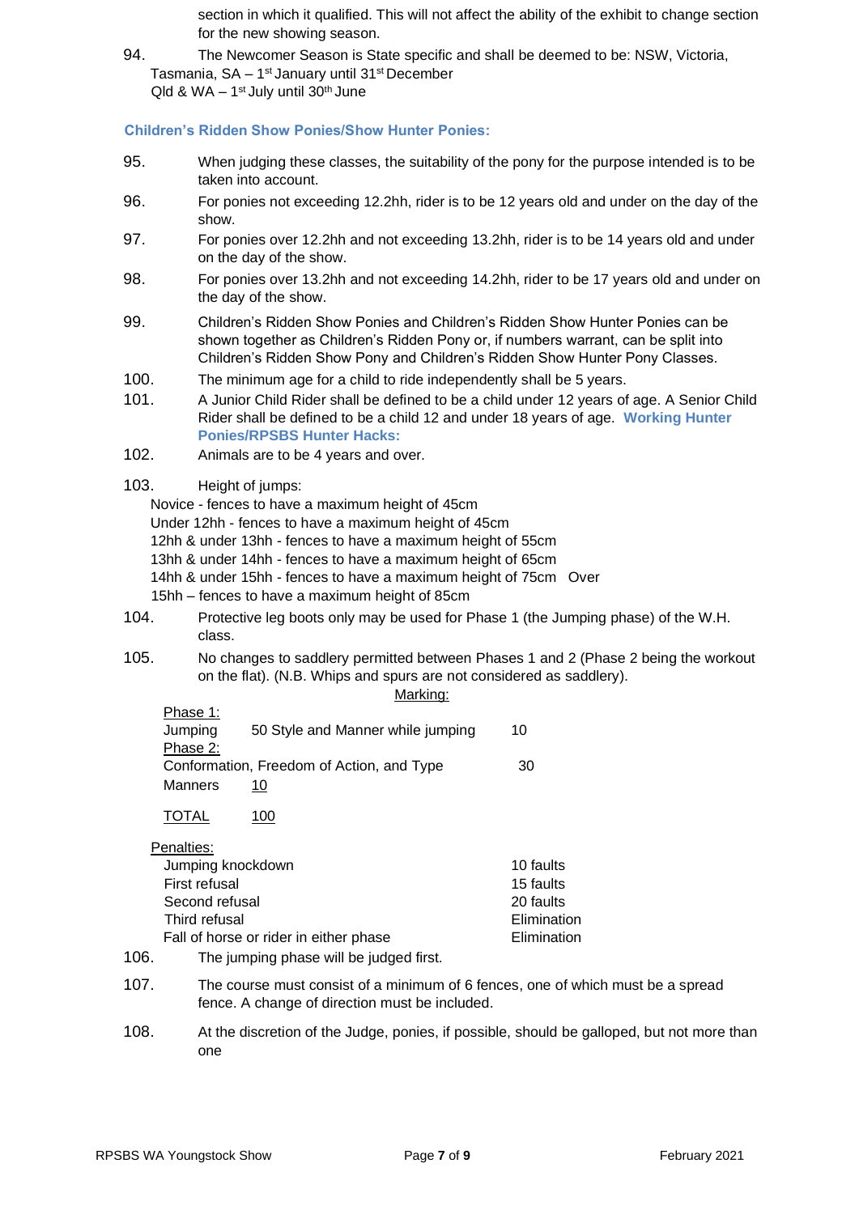section in which it qualified. This will not affect the ability of the exhibit to change section for the new showing season.

94. The Newcomer Season is State specific and shall be deemed to be: NSW, Victoria, Tasmania, SA – 1st January until 31st December
Qld & WA – 1st July until 30th June

### Children's Ridden Show Ponies/Show Hunter Ponies:

95. When judging these classes, the suitability of the pony for the purpose intended is to be taken into account.
96. For ponies not exceeding 12.2hh, rider is to be 12 years old and under on the day of the show.
97. For ponies over 12.2hh and not exceeding 13.2hh, rider is to be 14 years old and under on the day of the show.
98. For ponies over 13.2hh and not exceeding 14.2hh, rider to be 17 years old and under on the day of the show.
99. Children's Ridden Show Ponies and Children's Ridden Show Hunter Ponies can be shown together as Children's Ridden Pony or, if numbers warrant, can be split into Children's Ridden Show Pony and Children's Ridden Show Hunter Pony Classes.
100. The minimum age for a child to ride independently shall be 5 years.
101. A Junior Child Rider shall be defined to be a child under 12 years of age. A Senior Child Rider shall be defined to be a child 12 and under 18 years of age.

### Working Hunter Ponies/RPSBS Hunter Hacks:

102. Animals are to be 4 years and over.
103. Height of jumps:
Novice - fences to have a maximum height of 45cm
Under 12hh - fences to have a maximum height of 45cm
12hh & under 13hh - fences to have a maximum height of 55cm
13hh & under 14hh - fences to have a maximum height of 65cm
14hh & under 15hh - fences to have a maximum height of 75cm
Over 15hh – fences to have a maximum height of 85cm
104. Protective leg boots only may be used for Phase 1 (the Jumping phase) of the W.H. class.
105. No changes to saddlery permitted between Phases 1 and 2 (Phase 2 being the workout on the flat). (N.B. Whips and spurs are not considered as saddlery).

Marking:

| | |
|---|---|
| Phase 1: | |
| Jumping 50 Style and Manner while jumping | 10 |
| Phase 2: | |
| Conformation, Freedom of Action, and Type | 30 |
| Manners | 10 |
| TOTAL | 100 |

Penalties:

| | |
|---|---|
| Jumping knockdown | 10 faults |
| First refusal | 15 faults |
| Second refusal | 20 faults |
| Third refusal | Elimination |
| Fall of horse or rider in either phase | Elimination |

106. The jumping phase will be judged first.
107. The course must consist of a minimum of 6 fences, one of which must be a spread fence. A change of direction must be included.
108. At the discretion of the Judge, ponies, if possible, should be galloped, but not more than one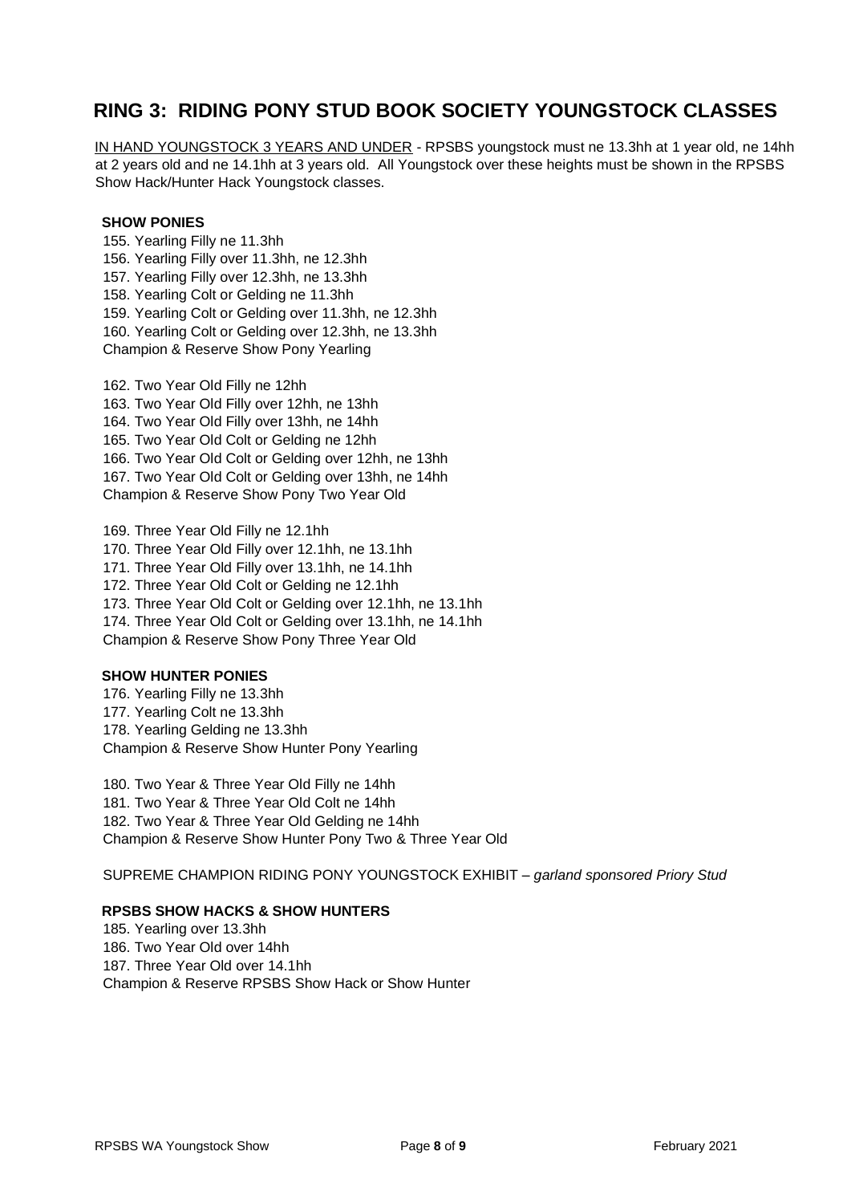# RING 3: RIDING PONY STUD BOOK SOCIETY YOUNGSTOCK CLASSES

<u>IN HAND YOUNGSTOCK 3 YEARS AND UNDER</u> - RPSBS youngstock must ne 13.3hh at 1 year old, ne 14hh at 2 years old and ne 14.1hh at 3 years old. All Youngstock over these heights must be shown in the RPSBS Show Hack/Hunter Hack Youngstock classes.

**SHOW PONIES**

155. Yearling Filly ne 11.3hh
156. Yearling Filly over 11.3hh, ne 12.3hh
157. Yearling Filly over 12.3hh, ne 13.3hh
158. Yearling Colt or Gelding ne 11.3hh
159. Yearling Colt or Gelding over 11.3hh, ne 12.3hh
160. Yearling Colt or Gelding over 12.3hh, ne 13.3hh

Champion & Reserve Show Pony Yearling

162. Two Year Old Filly ne 12hh
163. Two Year Old Filly over 12hh, ne 13hh
164. Two Year Old Filly over 13hh, ne 14hh
165. Two Year Old Colt or Gelding ne 12hh
166. Two Year Old Colt or Gelding over 12hh, ne 13hh
167. Two Year Old Colt or Gelding over 13hh, ne 14hh

Champion & Reserve Show Pony Two Year Old

169. Three Year Old Filly ne 12.1hh
170. Three Year Old Filly over 12.1hh, ne 13.1hh
171. Three Year Old Filly over 13.1hh, ne 14.1hh
172. Three Year Old Colt or Gelding ne 12.1hh
173. Three Year Old Colt or Gelding over 12.1hh, ne 13.1hh
174. Three Year Old Colt or Gelding over 13.1hh, ne 14.1hh

Champion & Reserve Show Pony Three Year Old

**SHOW HUNTER PONIES**

176. Yearling Filly ne 13.3hh
177. Yearling Colt ne 13.3hh
178. Yearling Gelding ne 13.3hh

Champion & Reserve Show Hunter Pony Yearling

180. Two Year & Three Year Old Filly ne 14hh
181. Two Year & Three Year Old Colt ne 14hh
182. Two Year & Three Year Old Gelding ne 14hh

Champion & Reserve Show Hunter Pony Two & Three Year Old

SUPREME CHAMPION RIDING PONY YOUNGSTOCK EXHIBIT – *garland sponsored Priory Stud*

**RPSBS SHOW HACKS & SHOW HUNTERS**

185. Yearling over 13.3hh
186. Two Year Old over 14hh
187. Three Year Old over 14.1hh

Champion & Reserve RPSBS Show Hack or Show Hunter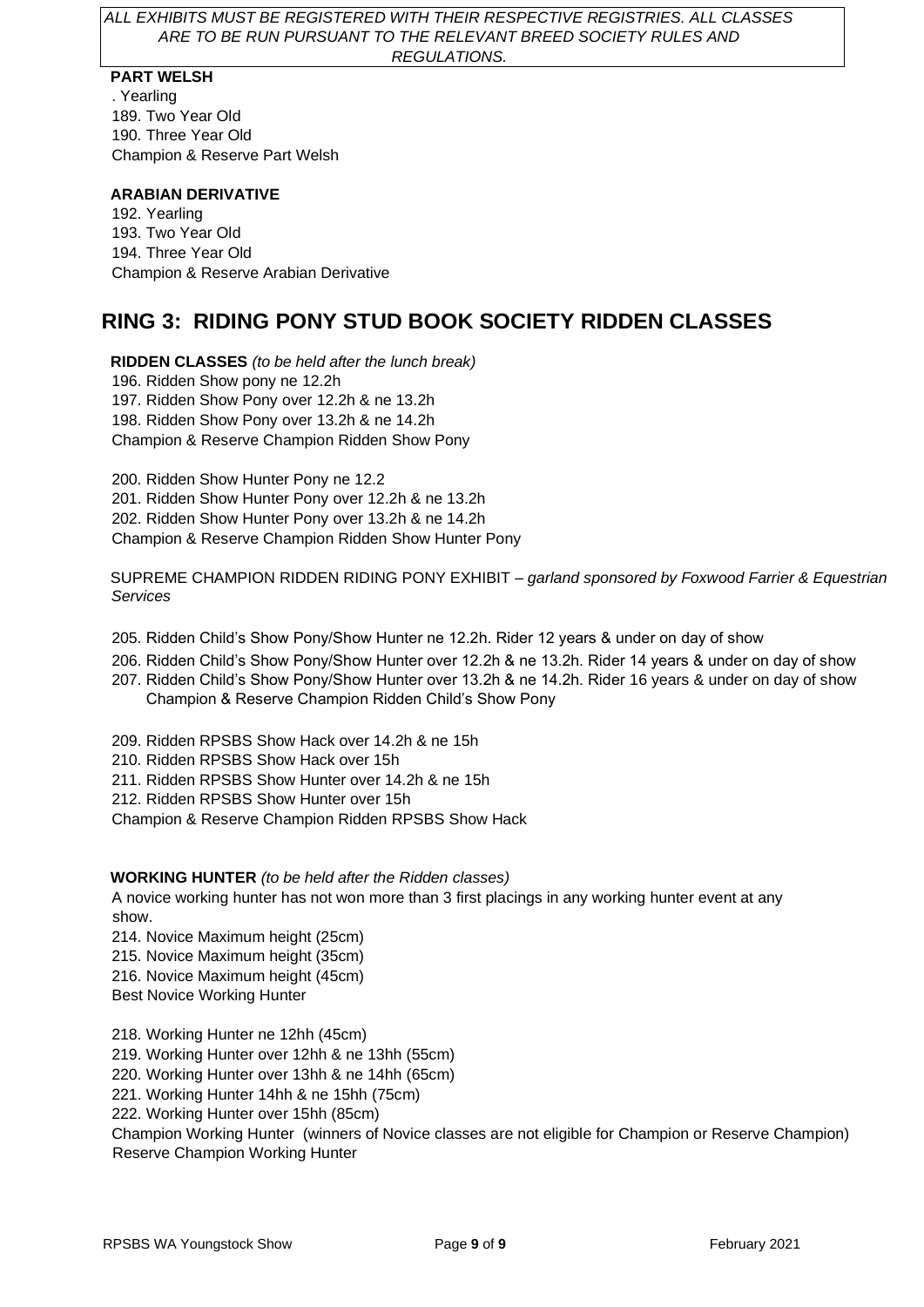*ALL EXHIBITS MUST BE REGISTERED WITH THEIR RESPECTIVE REGISTRIES. ALL CLASSES ARE TO BE RUN PURSUANT TO THE RELEVANT BREED SOCIETY RULES AND REGULATIONS.*

**PART WELSH**

. Yearling
189. Two Year Old
190. Three Year Old
Champion & Reserve Part Welsh

**ARABIAN DERIVATIVE**

192. Yearling
193. Two Year Old
194. Three Year Old
Champion & Reserve Arabian Derivative

## RING 3: RIDING PONY STUD BOOK SOCIETY RIDDEN CLASSES

**RIDDEN CLASSES** *(to be held after the lunch break)*

196. Ridden Show pony ne 12.2h
197. Ridden Show Pony over 12.2h & ne 13.2h
198. Ridden Show Pony over 13.2h & ne 14.2h
Champion & Reserve Champion Ridden Show Pony

200. Ridden Show Hunter Pony ne 12.2
201. Ridden Show Hunter Pony over 12.2h & ne 13.2h
202. Ridden Show Hunter Pony over 13.2h & ne 14.2h
Champion & Reserve Champion Ridden Show Hunter Pony

SUPREME CHAMPION RIDDEN RIDING PONY EXHIBIT – *garland sponsored by Foxwood Farrier & Equestrian Services*

205. Ridden Child's Show Pony/Show Hunter ne 12.2h. Rider 12 years & under on day of show
206. Ridden Child's Show Pony/Show Hunter over 12.2h & ne 13.2h. Rider 14 years & under on day of show
207. Ridden Child's Show Pony/Show Hunter over 13.2h & ne 14.2h. Rider 16 years & under on day of show
Champion & Reserve Champion Ridden Child's Show Pony

209. Ridden RPSBS Show Hack over 14.2h & ne 15h
210. Ridden RPSBS Show Hack over 15h
211. Ridden RPSBS Show Hunter over 14.2h & ne 15h
212. Ridden RPSBS Show Hunter over 15h
Champion & Reserve Champion Ridden RPSBS Show Hack

**WORKING HUNTER** *(to be held after the Ridden classes)*

A novice working hunter has not won more than 3 first placings in any working hunter event at any show.

214. Novice Maximum height (25cm)
215. Novice Maximum height (35cm)
216. Novice Maximum height (45cm)
Best Novice Working Hunter

218. Working Hunter ne 12hh (45cm)
219. Working Hunter over 12hh & ne 13hh (55cm)
220. Working Hunter over 13hh & ne 14hh (65cm)
221. Working Hunter 14hh & ne 15hh (75cm)
222. Working Hunter over 15hh (85cm)
Champion Working Hunter (winners of Novice classes are not eligible for Champion or Reserve Champion)
Reserve Champion Working Hunter